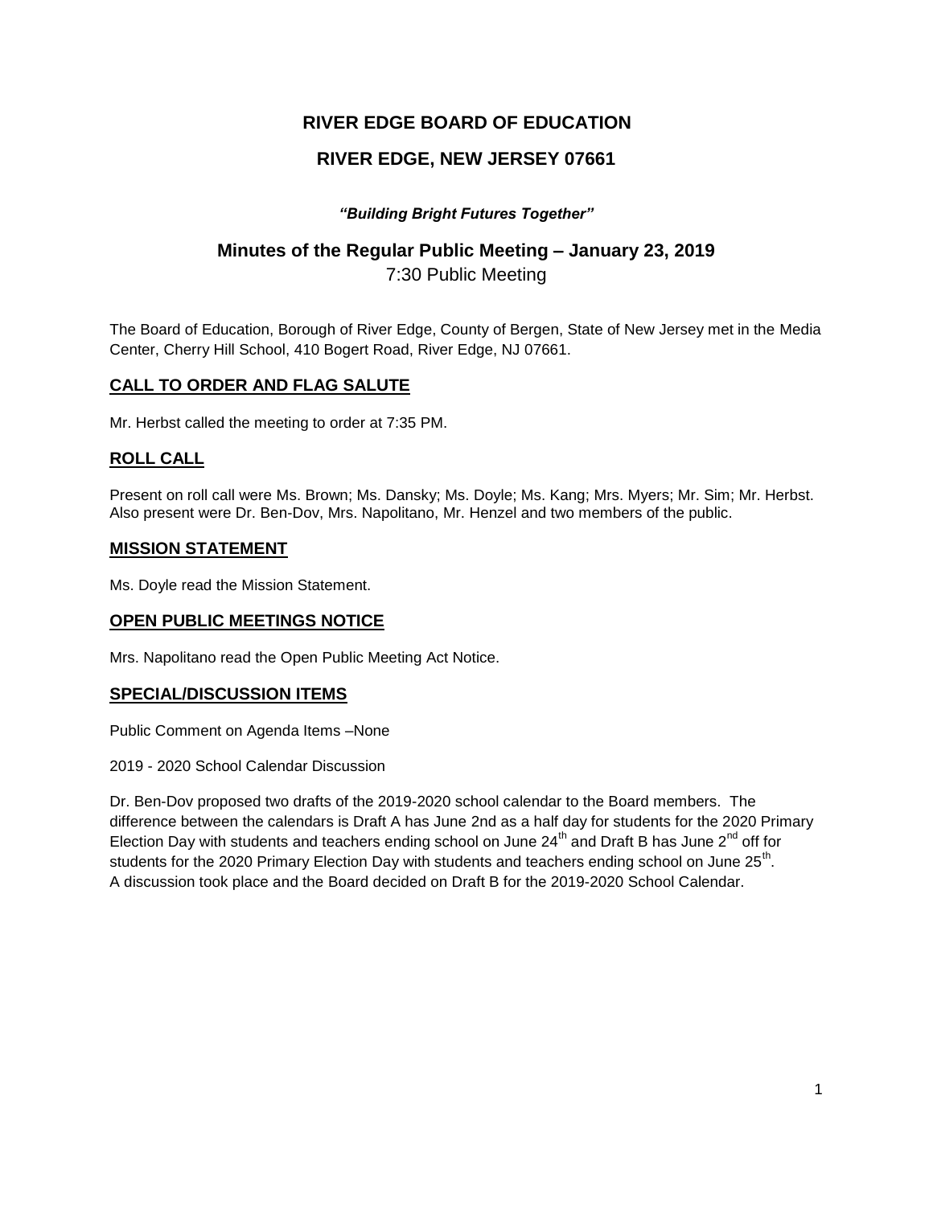# RIVER EDGE BOARD OF EDUCATION

## RIVER EDGE, NEW JERSEY 07661

***"Building Bright Futures Together"***

## Minutes of the Regular Public Meeting – January 23, 2019

7:30 Public Meeting

The Board of Education, Borough of River Edge, County of Bergen, State of New Jersey met in the Media Center, Cherry Hill School, 410 Bogert Road, River Edge, NJ 07661.

### CALL TO ORDER AND FLAG SALUTE

Mr. Herbst called the meeting to order at 7:35 PM.

### ROLL CALL

Present on roll call were Ms. Brown; Ms. Dansky; Ms. Doyle; Ms. Kang; Mrs. Myers; Mr. Sim; Mr. Herbst. Also present were Dr. Ben-Dov, Mrs. Napolitano, Mr. Henzel and two members of the public.

### MISSION STATEMENT

Ms. Doyle read the Mission Statement.

### OPEN PUBLIC MEETINGS NOTICE

Mrs. Napolitano read the Open Public Meeting Act Notice.

### SPECIAL/DISCUSSION ITEMS

Public Comment on Agenda Items –None

2019 - 2020 School Calendar Discussion

Dr. Ben-Dov proposed two drafts of the 2019-2020 school calendar to the Board members. The difference between the calendars is Draft A has June 2nd as a half day for students for the 2020 Primary Election Day with students and teachers ending school on June 24th and Draft B has June 2nd off for students for the 2020 Primary Election Day with students and teachers ending school on June 25th. A discussion took place and the Board decided on Draft B for the 2019-2020 School Calendar.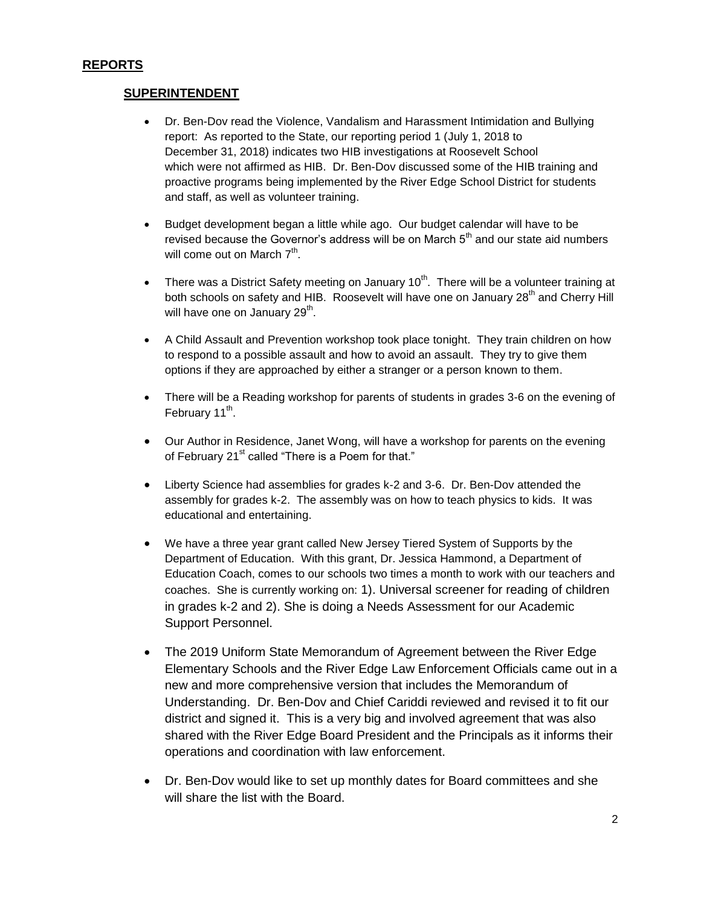## REPORTS

### SUPERINTENDENT

- Dr. Ben-Dov read the Violence, Vandalism and Harassment Intimidation and Bullying report: As reported to the State, our reporting period 1 (July 1, 2018 to December 31, 2018) indicates two HIB investigations at Roosevelt School which were not affirmed as HIB. Dr. Ben-Dov discussed some of the HIB training and proactive programs being implemented by the River Edge School District for students and staff, as well as volunteer training.
- Budget development began a little while ago. Our budget calendar will have to be revised because the Governor's address will be on March 5th and our state aid numbers will come out on March 7th.
- There was a District Safety meeting on January 10th. There will be a volunteer training at both schools on safety and HIB. Roosevelt will have one on January 28th and Cherry Hill will have one on January 29th.
- A Child Assault and Prevention workshop took place tonight. They train children on how to respond to a possible assault and how to avoid an assault. They try to give them options if they are approached by either a stranger or a person known to them.
- There will be a Reading workshop for parents of students in grades 3-6 on the evening of February 11th.
- Our Author in Residence, Janet Wong, will have a workshop for parents on the evening of February 21st called "There is a Poem for that."
- Liberty Science had assemblies for grades k-2 and 3-6. Dr. Ben-Dov attended the assembly for grades k-2. The assembly was on how to teach physics to kids. It was educational and entertaining.
- We have a three year grant called New Jersey Tiered System of Supports by the Department of Education. With this grant, Dr. Jessica Hammond, a Department of Education Coach, comes to our schools two times a month to work with our teachers and coaches. She is currently working on: 1). Universal screener for reading of children in grades k-2 and 2). She is doing a Needs Assessment for our Academic Support Personnel.
- The 2019 Uniform State Memorandum of Agreement between the River Edge Elementary Schools and the River Edge Law Enforcement Officials came out in a new and more comprehensive version that includes the Memorandum of Understanding. Dr. Ben-Dov and Chief Cariddi reviewed and revised it to fit our district and signed it. This is a very big and involved agreement that was also shared with the River Edge Board President and the Principals as it informs their operations and coordination with law enforcement.
- Dr. Ben-Dov would like to set up monthly dates for Board committees and she will share the list with the Board.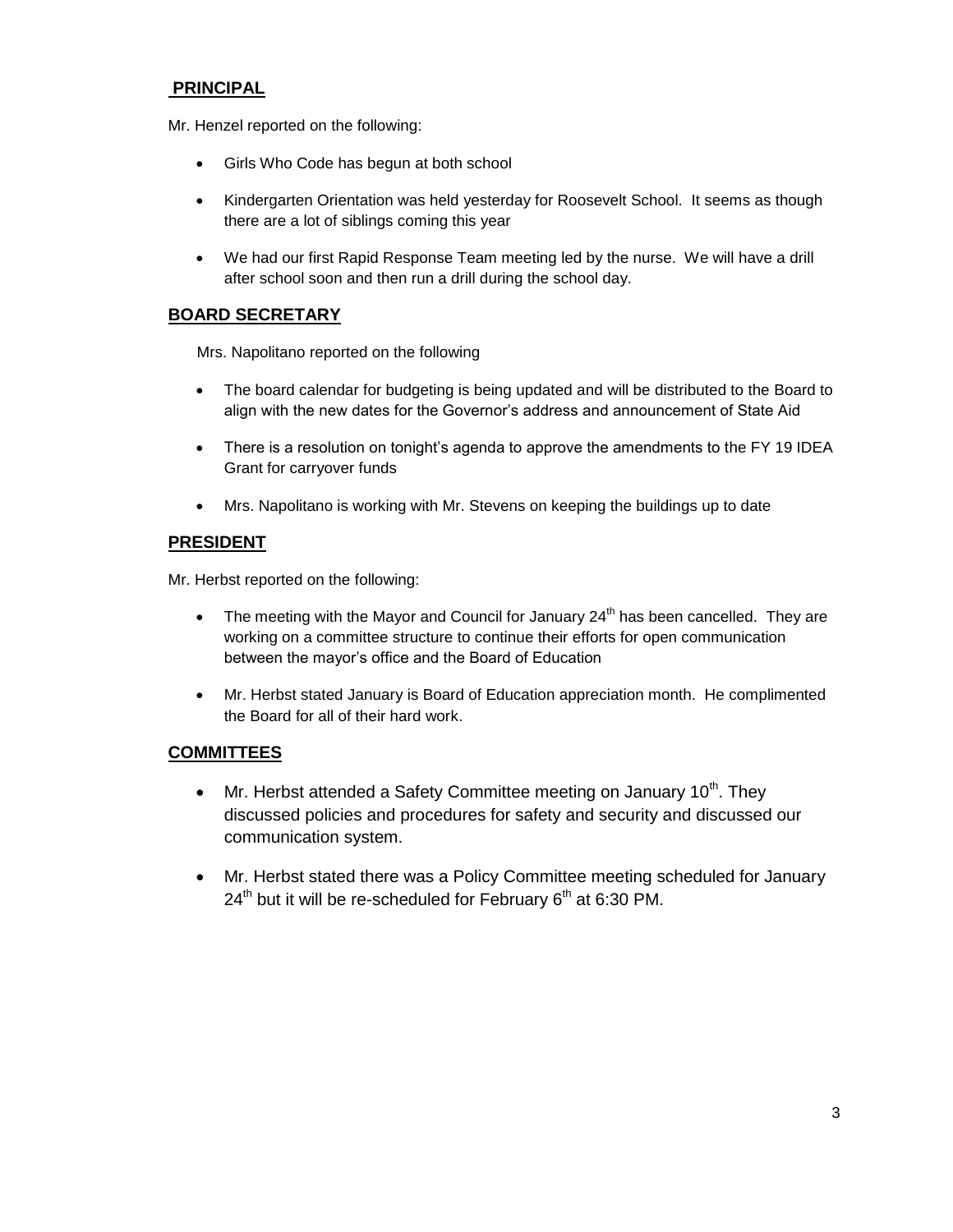## PRINCIPAL

Mr. Henzel reported on the following:

- Girls Who Code has begun at both school
- Kindergarten Orientation was held yesterday for Roosevelt School. It seems as though there are a lot of siblings coming this year
- We had our first Rapid Response Team meeting led by the nurse. We will have a drill after school soon and then run a drill during the school day.

## BOARD SECRETARY

Mrs. Napolitano reported on the following

- The board calendar for budgeting is being updated and will be distributed to the Board to align with the new dates for the Governor's address and announcement of State Aid
- There is a resolution on tonight's agenda to approve the amendments to the FY 19 IDEA Grant for carryover funds
- Mrs. Napolitano is working with Mr. Stevens on keeping the buildings up to date

## PRESIDENT

Mr. Herbst reported on the following:

- The meeting with the Mayor and Council for January 24th has been cancelled. They are working on a committee structure to continue their efforts for open communication between the mayor's office and the Board of Education
- Mr. Herbst stated January is Board of Education appreciation month. He complimented the Board for all of their hard work.

## COMMITTEES

- Mr. Herbst attended a Safety Committee meeting on January 10th. They discussed policies and procedures for safety and security and discussed our communication system.
- Mr. Herbst stated there was a Policy Committee meeting scheduled for January 24th but it will be re-scheduled for February 6th at 6:30 PM.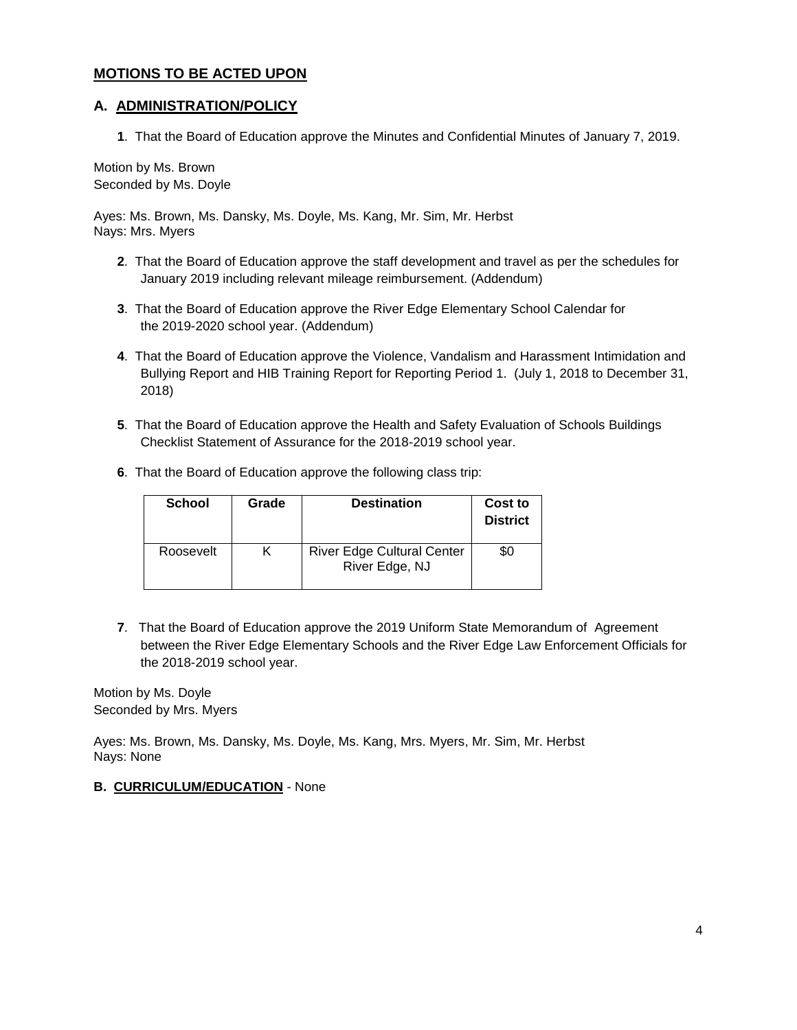## **MOTIONS TO BE ACTED UPON**

### **A. ADMINISTRATION/POLICY**

**1**. That the Board of Education approve the Minutes and Confidential Minutes of January 7, 2019.

Motion by Ms. Brown
Seconded by Ms. Doyle

Ayes: Ms. Brown, Ms. Dansky, Ms. Doyle, Ms. Kang, Mr. Sim, Mr. Herbst
Nays: Mrs. Myers

**2**. That the Board of Education approve the staff development and travel as per the schedules for January 2019 including relevant mileage reimbursement. (Addendum)

**3**. That the Board of Education approve the River Edge Elementary School Calendar for the 2019-2020 school year. (Addendum)

**4**. That the Board of Education approve the Violence, Vandalism and Harassment Intimidation and Bullying Report and HIB Training Report for Reporting Period 1. (July 1, 2018 to December 31, 2018)

**5**. That the Board of Education approve the Health and Safety Evaluation of Schools Buildings Checklist Statement of Assurance for the 2018-2019 school year.

**6**. That the Board of Education approve the following class trip:

| School | Grade | Destination | Cost to District |
|---|---|---|---|
| Roosevelt | K | River Edge Cultural Center River Edge, NJ | $0 |

**7**. That the Board of Education approve the 2019 Uniform State Memorandum of Agreement between the River Edge Elementary Schools and the River Edge Law Enforcement Officials for the 2018-2019 school year.

Motion by Ms. Doyle
Seconded by Mrs. Myers

Ayes: Ms. Brown, Ms. Dansky, Ms. Doyle, Ms. Kang, Mrs. Myers, Mr. Sim, Mr. Herbst
Nays: None

### **B. CURRICULUM/EDUCATION** - None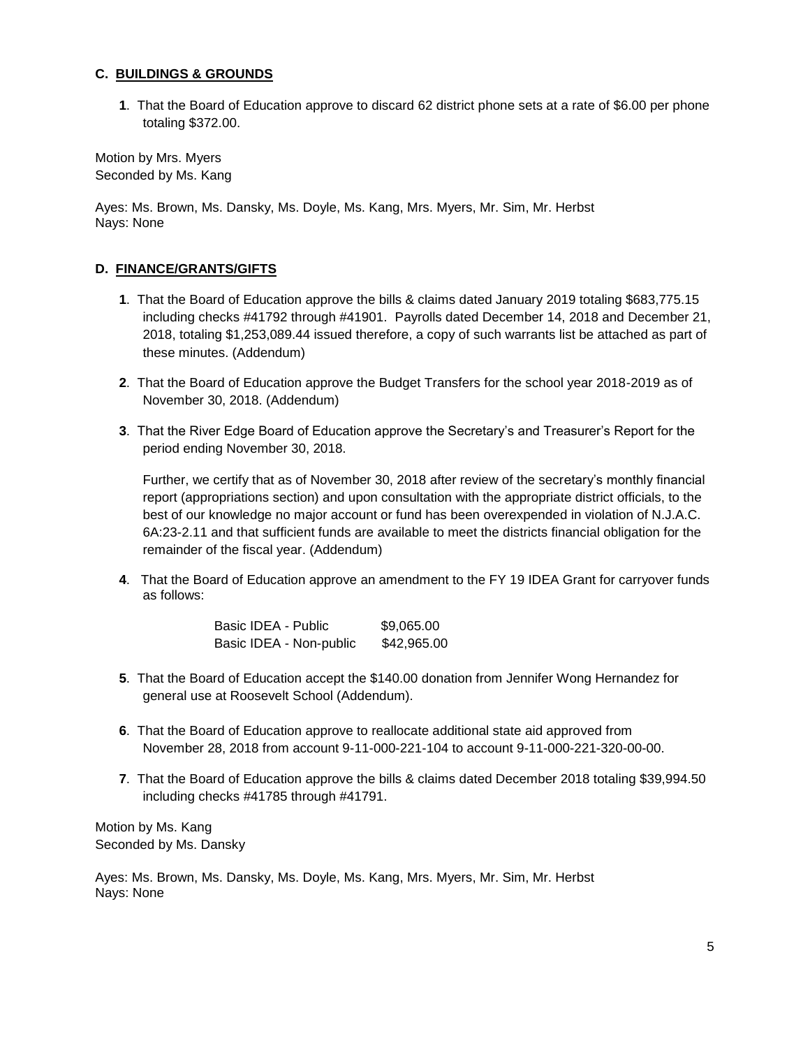## C. BUILDINGS & GROUNDS

**1**. That the Board of Education approve to discard 62 district phone sets at a rate of $6.00 per phone totaling $372.00.

Motion by Mrs. Myers
Seconded by Ms. Kang

Ayes: Ms. Brown, Ms. Dansky, Ms. Doyle, Ms. Kang, Mrs. Myers, Mr. Sim, Mr. Herbst
Nays: None

## D. FINANCE/GRANTS/GIFTS

**1**. That the Board of Education approve the bills & claims dated January 2019 totaling $683,775.15 including checks #41792 through #41901. Payrolls dated December 14, 2018 and December 21, 2018, totaling $1,253,089.44 issued therefore, a copy of such warrants list be attached as part of these minutes. (Addendum)

**2**. That the Board of Education approve the Budget Transfers for the school year 2018-2019 as of November 30, 2018. (Addendum)

**3**. That the River Edge Board of Education approve the Secretary's and Treasurer's Report for the period ending November 30, 2018.

Further, we certify that as of November 30, 2018 after review of the secretary's monthly financial report (appropriations section) and upon consultation with the appropriate district officials, to the best of our knowledge no major account or fund has been overexpended in violation of N.J.A.C. 6A:23-2.11 and that sufficient funds are available to meet the districts financial obligation for the remainder of the fiscal year. (Addendum)

**4**. That the Board of Education approve an amendment to the FY 19 IDEA Grant for carryover funds as follows:

| | |
|---|---|
| Basic IDEA - Public | $9,065.00 |
| Basic IDEA - Non-public | $42,965.00 |

**5**. That the Board of Education accept the $140.00 donation from Jennifer Wong Hernandez for general use at Roosevelt School (Addendum).

**6**. That the Board of Education approve to reallocate additional state aid approved from November 28, 2018 from account 9-11-000-221-104 to account 9-11-000-221-320-00-00.

**7**. That the Board of Education approve the bills & claims dated December 2018 totaling $39,994.50 including checks #41785 through #41791.

Motion by Ms. Kang
Seconded by Ms. Dansky

Ayes: Ms. Brown, Ms. Dansky, Ms. Doyle, Ms. Kang, Mrs. Myers, Mr. Sim, Mr. Herbst
Nays: None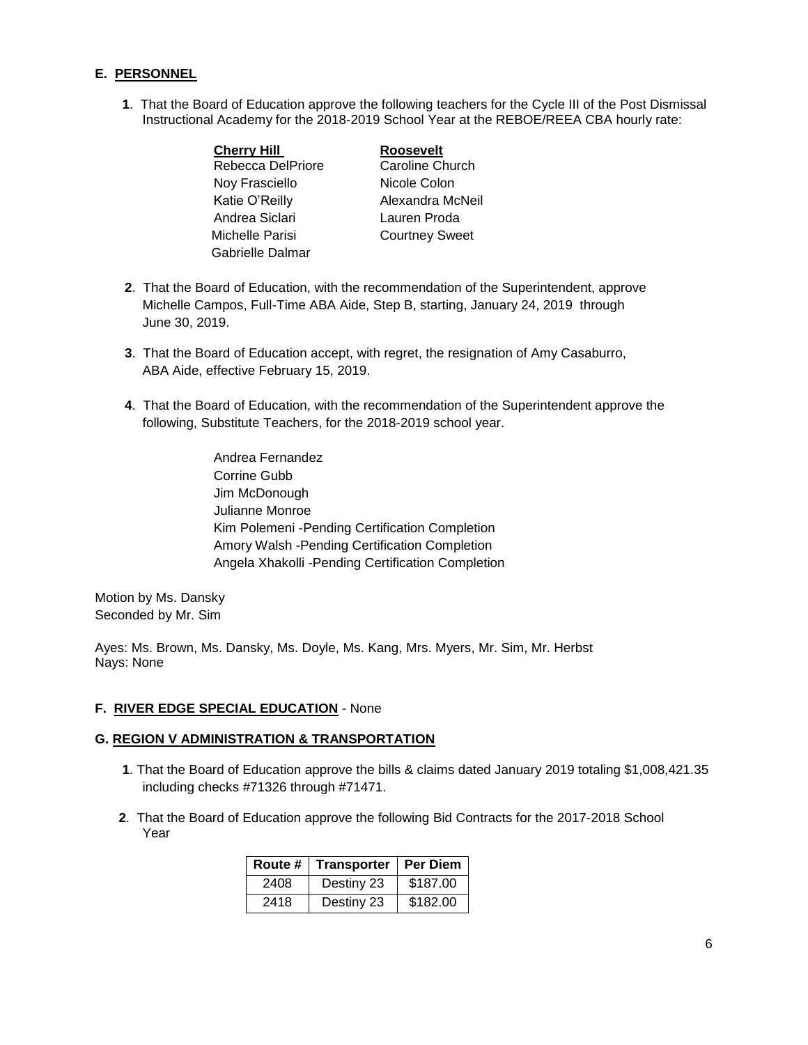**E. PERSONNEL**

**1**. That the Board of Education approve the following teachers for the Cycle III of the Post Dismissal Instructional Academy for the 2018-2019 School Year at the REBOE/REEA CBA hourly rate:

| **Cherry Hill** | **Roosevelt** |
|---|---|
| Rebecca DelPriore | Caroline Church |
| Noy Frasciello | Nicole Colon |
| Katie O'Reilly | Alexandra McNeil |
| Andrea Siclari | Lauren Proda |
| Michelle Parisi | Courtney Sweet |
| Gabrielle Dalmar | |

**2**. That the Board of Education, with the recommendation of the Superintendent, approve Michelle Campos, Full-Time ABA Aide, Step B, starting, January 24, 2019 through June 30, 2019.

**3**. That the Board of Education accept, with regret, the resignation of Amy Casaburro, ABA Aide, effective February 15, 2019.

**4**. That the Board of Education, with the recommendation of the Superintendent approve the following, Substitute Teachers, for the 2018-2019 school year.

Andrea Fernandez
Corrine Gubb
Jim McDonough
Julianne Monroe
Kim Polemeni -Pending Certification Completion
Amory Walsh -Pending Certification Completion
Angela Xhakolli -Pending Certification Completion

Motion by Ms. Dansky
Seconded by Mr. Sim

Ayes: Ms. Brown, Ms. Dansky, Ms. Doyle, Ms. Kang, Mrs. Myers, Mr. Sim, Mr. Herbst
Nays: None

**F. RIVER EDGE SPECIAL EDUCATION** - None

**G. REGION V ADMINISTRATION & TRANSPORTATION**

**1**. That the Board of Education approve the bills & claims dated January 2019 totaling $1,008,421.35 including checks #71326 through #71471.

**2**. That the Board of Education approve the following Bid Contracts for the 2017-2018 School Year

| Route # | Transporter | Per Diem |
|---|---|---|
| 2408 | Destiny 23 | $187.00 |
| 2418 | Destiny 23 | $182.00 |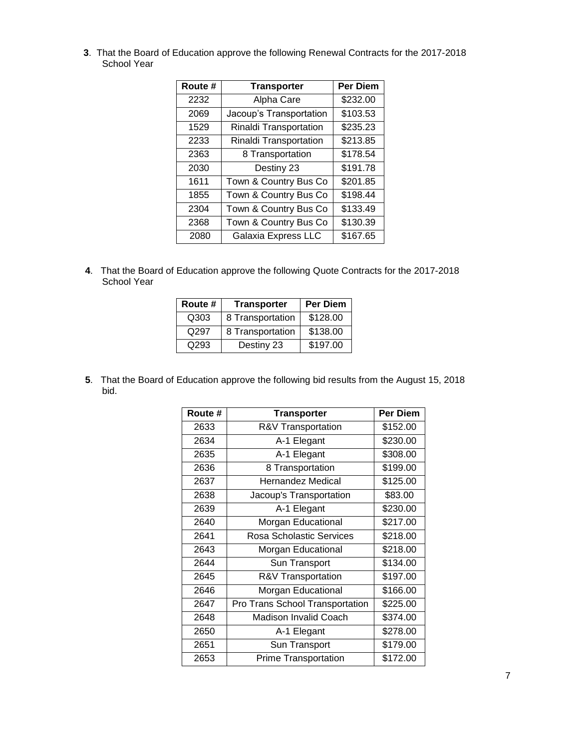**3**. That the Board of Education approve the following Renewal Contracts for the 2017-2018 School Year

| Route # | Transporter | Per Diem |
|---|---|---|
| 2232 | Alpha Care | $232.00 |
| 2069 | Jacoup's Transportation | $103.53 |
| 1529 | Rinaldi Transportation | $235.23 |
| 2233 | Rinaldi Transportation | $213.85 |
| 2363 | 8 Transportation | $178.54 |
| 2030 | Destiny 23 | $191.78 |
| 1611 | Town & Country Bus Co | $201.85 |
| 1855 | Town & Country Bus Co | $198.44 |
| 2304 | Town & Country Bus Co | $133.49 |
| 2368 | Town & Country Bus Co | $130.39 |
| 2080 | Galaxia Express LLC | $167.65 |

**4**. That the Board of Education approve the following Quote Contracts for the 2017-2018 School Year

| Route # | Transporter | Per Diem |
|---|---|---|
| Q303 | 8 Transportation | $128.00 |
| Q297 | 8 Transportation | $138.00 |
| Q293 | Destiny 23 | $197.00 |

**5**. That the Board of Education approve the following bid results from the August 15, 2018 bid.

| Route # | Transporter | Per Diem |
|---|---|---|
| 2633 | R&V Transportation | $152.00 |
| 2634 | A-1 Elegant | $230.00 |
| 2635 | A-1 Elegant | $308.00 |
| 2636 | 8 Transportation | $199.00 |
| 2637 | Hernandez Medical | $125.00 |
| 2638 | Jacoup's Transportation | $83.00 |
| 2639 | A-1 Elegant | $230.00 |
| 2640 | Morgan Educational | $217.00 |
| 2641 | Rosa Scholastic Services | $218.00 |
| 2643 | Morgan Educational | $218.00 |
| 2644 | Sun Transport | $134.00 |
| 2645 | R&V Transportation | $197.00 |
| 2646 | Morgan Educational | $166.00 |
| 2647 | Pro Trans School Transportation | $225.00 |
| 2648 | Madison Invalid Coach | $374.00 |
| 2650 | A-1 Elegant | $278.00 |
| 2651 | Sun Transport | $179.00 |
| 2653 | Prime Transportation | $172.00 |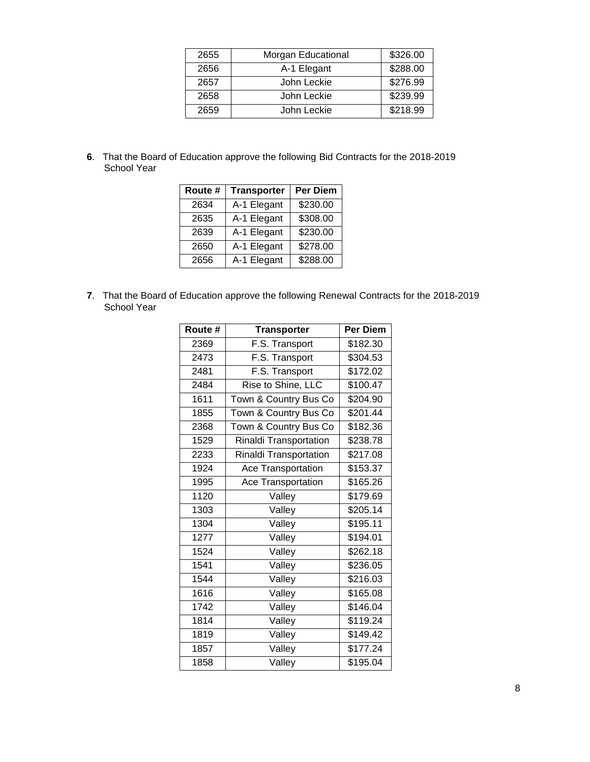| 2655 | Morgan Educational | $326.00 |
|---|---|---|
| 2656 | A-1 Elegant | $288.00 |
| 2657 | John Leckie | $276.99 |
| 2658 | John Leckie | $239.99 |
| 2659 | John Leckie | $218.99 |

**6**. That the Board of Education approve the following Bid Contracts for the 2018-2019 School Year

| Route # | Transporter | Per Diem |
|---|---|---|
| 2634 | A-1 Elegant | $230.00 |
| 2635 | A-1 Elegant | $308.00 |
| 2639 | A-1 Elegant | $230.00 |
| 2650 | A-1 Elegant | $278.00 |
| 2656 | A-1 Elegant | $288.00 |

**7**. That the Board of Education approve the following Renewal Contracts for the 2018-2019 School Year

| Route # | Transporter | Per Diem |
|---|---|---|
| 2369 | F.S. Transport | $182.30 |
| 2473 | F.S. Transport | $304.53 |
| 2481 | F.S. Transport | $172.02 |
| 2484 | Rise to Shine, LLC | $100.47 |
| 1611 | Town & Country Bus Co | $204.90 |
| 1855 | Town & Country Bus Co | $201.44 |
| 2368 | Town & Country Bus Co | $182.36 |
| 1529 | Rinaldi Transportation | $238.78 |
| 2233 | Rinaldi Transportation | $217.08 |
| 1924 | Ace Transportation | $153.37 |
| 1995 | Ace Transportation | $165.26 |
| 1120 | Valley | $179.69 |
| 1303 | Valley | $205.14 |
| 1304 | Valley | $195.11 |
| 1277 | Valley | $194.01 |
| 1524 | Valley | $262.18 |
| 1541 | Valley | $236.05 |
| 1544 | Valley | $216.03 |
| 1616 | Valley | $165.08 |
| 1742 | Valley | $146.04 |
| 1814 | Valley | $119.24 |
| 1819 | Valley | $149.42 |
| 1857 | Valley | $177.24 |
| 1858 | Valley | $195.04 |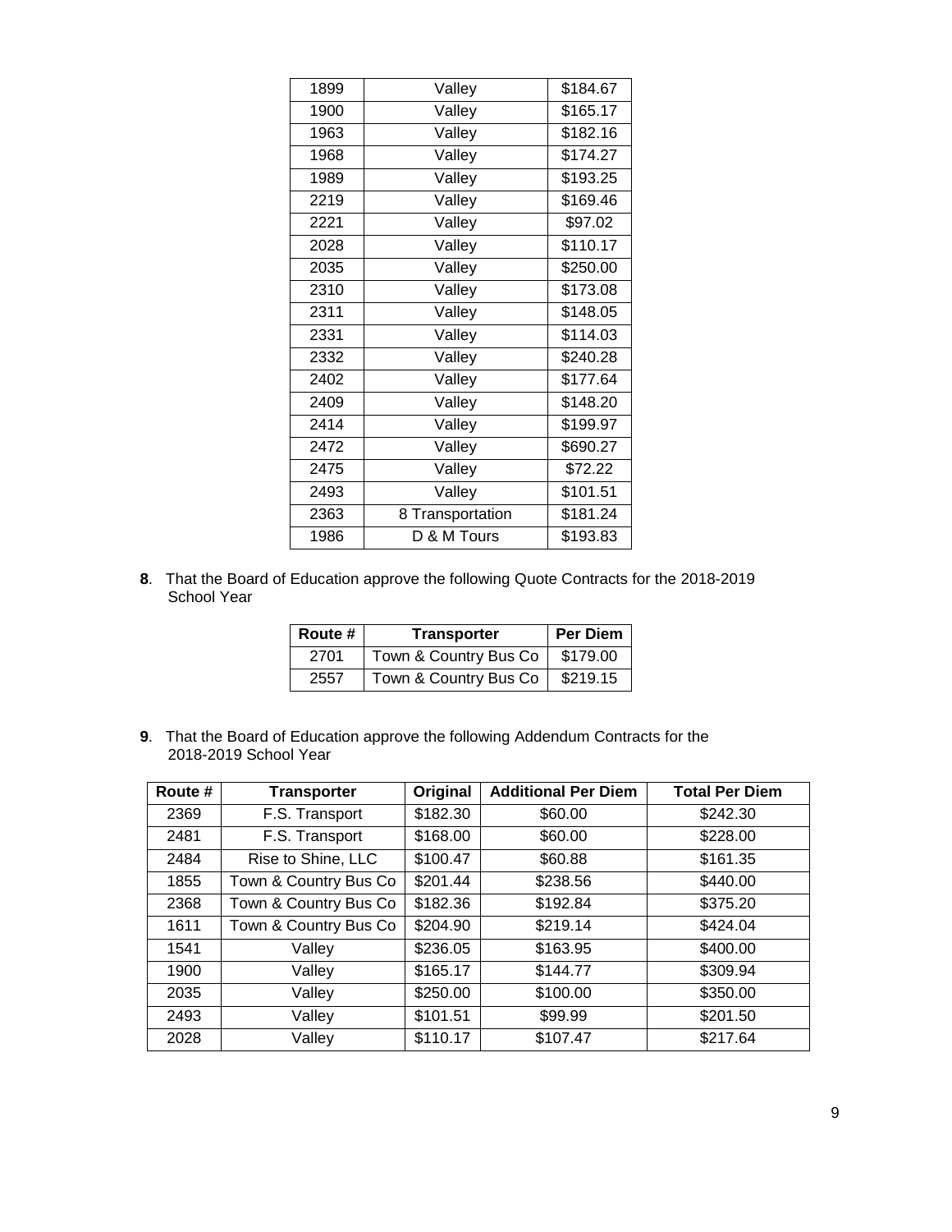| | | |
|---|---|---|
| 1899 | Valley | $184.67 |
| 1900 | Valley | $165.17 |
| 1963 | Valley | $182.16 |
| 1968 | Valley | $174.27 |
| 1989 | Valley | $193.25 |
| 2219 | Valley | $169.46 |
| 2221 | Valley | $97.02 |
| 2028 | Valley | $110.17 |
| 2035 | Valley | $250.00 |
| 2310 | Valley | $173.08 |
| 2311 | Valley | $148.05 |
| 2331 | Valley | $114.03 |
| 2332 | Valley | $240.28 |
| 2402 | Valley | $177.64 |
| 2409 | Valley | $148.20 |
| 2414 | Valley | $199.97 |
| 2472 | Valley | $690.27 |
| 2475 | Valley | $72.22 |
| 2493 | Valley | $101.51 |
| 2363 | 8 Transportation | $181.24 |
| 1986 | D & M Tours | $193.83 |

**8**. That the Board of Education approve the following Quote Contracts for the 2018-2019 School Year

| Route # | Transporter | Per Diem |
|---|---|---|
| 2701 | Town & Country Bus Co | $179.00 |
| 2557 | Town & Country Bus Co | $219.15 |

**9**. That the Board of Education approve the following Addendum Contracts for the 2018-2019 School Year

| Route # | Transporter | Original | Additional Per Diem | Total Per Diem |
|---|---|---|---|---|
| 2369 | F.S. Transport | $182.30 | $60.00 | $242.30 |
| 2481 | F.S. Transport | $168.00 | $60.00 | $228.00 |
| 2484 | Rise to Shine, LLC | $100.47 | $60.88 | $161.35 |
| 1855 | Town & Country Bus Co | $201.44 | $238.56 | $440.00 |
| 2368 | Town & Country Bus Co | $182.36 | $192.84 | $375.20 |
| 1611 | Town & Country Bus Co | $204.90 | $219.14 | $424.04 |
| 1541 | Valley | $236.05 | $163.95 | $400.00 |
| 1900 | Valley | $165.17 | $144.77 | $309.94 |
| 2035 | Valley | $250.00 | $100.00 | $350.00 |
| 2493 | Valley | $101.51 | $99.99 | $201.50 |
| 2028 | Valley | $110.17 | $107.47 | $217.64 |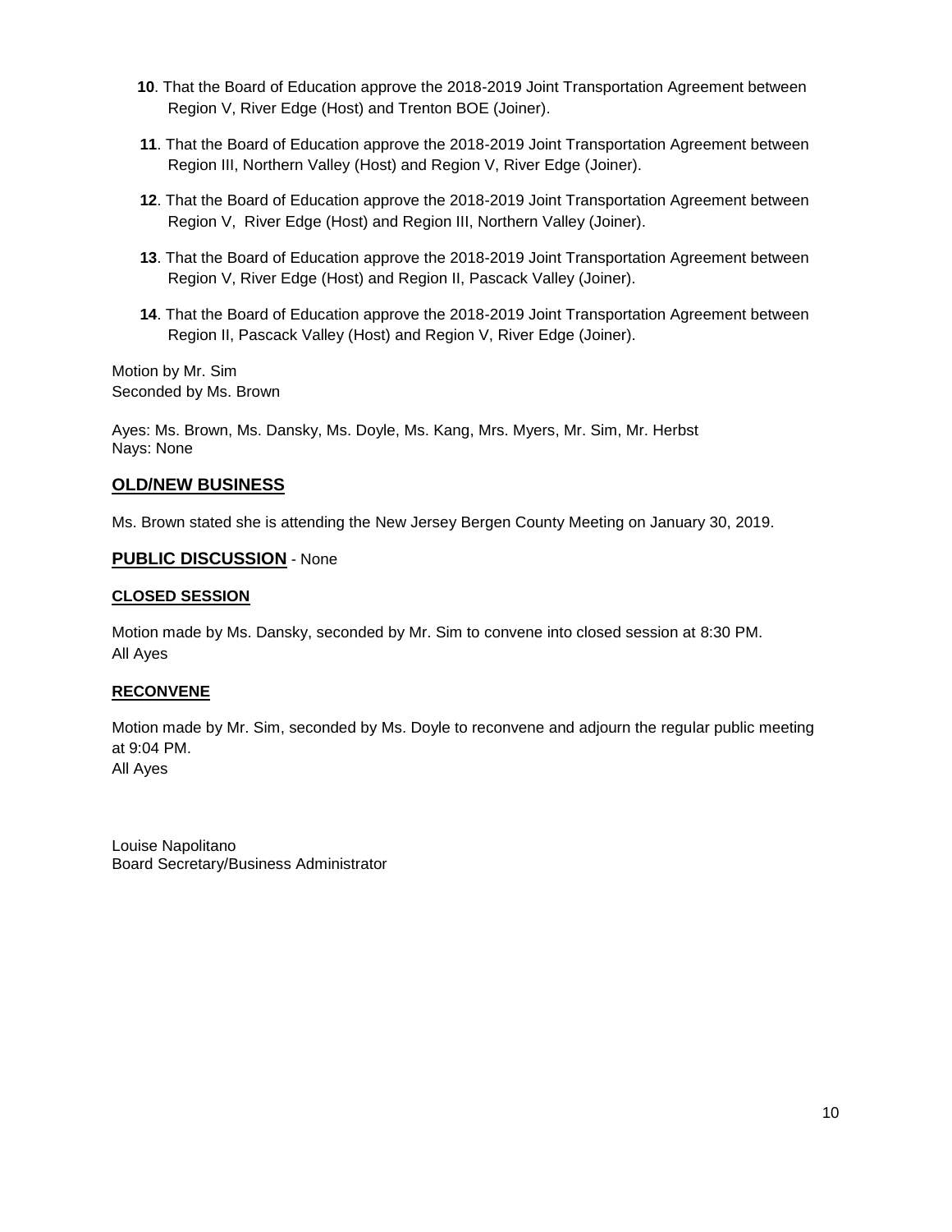10. That the Board of Education approve the 2018-2019 Joint Transportation Agreement between Region V, River Edge (Host) and Trenton BOE (Joiner).

11. That the Board of Education approve the 2018-2019 Joint Transportation Agreement between Region III, Northern Valley (Host) and Region V, River Edge (Joiner).

12. That the Board of Education approve the 2018-2019 Joint Transportation Agreement between Region V, River Edge (Host) and Region III, Northern Valley (Joiner).

13. That the Board of Education approve the 2018-2019 Joint Transportation Agreement between Region V, River Edge (Host) and Region II, Pascack Valley (Joiner).

14. That the Board of Education approve the 2018-2019 Joint Transportation Agreement between Region II, Pascack Valley (Host) and Region V, River Edge (Joiner).

Motion by Mr. Sim
Seconded by Ms. Brown

Ayes: Ms. Brown, Ms. Dansky, Ms. Doyle, Ms. Kang, Mrs. Myers, Mr. Sim, Mr. Herbst
Nays: None

## OLD/NEW BUSINESS

Ms. Brown stated she is attending the New Jersey Bergen County Meeting on January 30, 2019.

## PUBLIC DISCUSSION - None

### CLOSED SESSION

Motion made by Ms. Dansky, seconded by Mr. Sim to convene into closed session at 8:30 PM.
All Ayes

### RECONVENE

Motion made by Mr. Sim, seconded by Ms. Doyle to reconvene and adjourn the regular public meeting at 9:04 PM.
All Ayes

Louise Napolitano
Board Secretary/Business Administrator